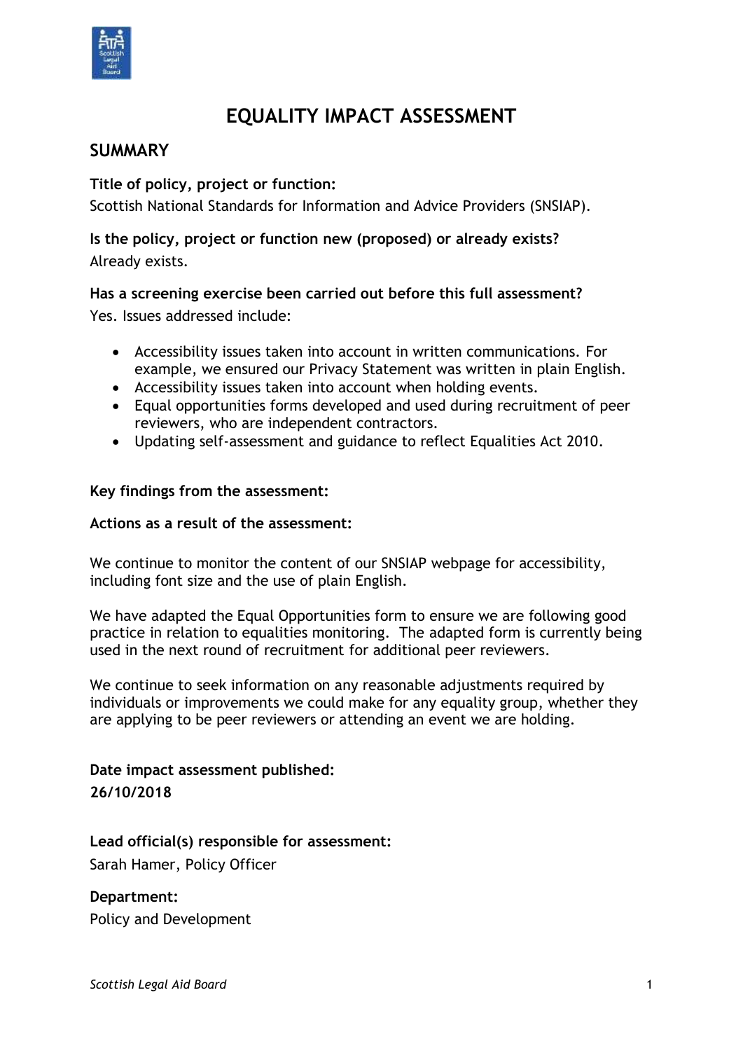# EQUALITY IMPACT ASSESSMENT

## SUMMARY

**Title of policy, project or function:**

Scottish National Standards for Information and Advice Providers (SNSIAP).

**Is the policy, project or function new (proposed) or already exists?**

Already exists.

**Has a screening exercise been carried out before this full assessment?**

Yes. Issues addressed include:

- Accessibility issues taken into account in written communications. For example, we ensured our Privacy Statement was written in plain English.
- Accessibility issues taken into account when holding events.
- Equal opportunities forms developed and used during recruitment of peer reviewers, who are independent contractors.
- Updating self-assessment and guidance to reflect Equalities Act 2010.

**Key findings from the assessment:**

**Actions as a result of the assessment:**

We continue to monitor the content of our SNSIAP webpage for accessibility, including font size and the use of plain English.

We have adapted the Equal Opportunities form to ensure we are following good practice in relation to equalities monitoring. The adapted form is currently being used in the next round of recruitment for additional peer reviewers.

We continue to seek information on any reasonable adjustments required by individuals or improvements we could make for any equality group, whether they are applying to be peer reviewers or attending an event we are holding.

**Date impact assessment published:**

**26/10/2018**

**Lead official(s) responsible for assessment:**

Sarah Hamer, Policy Officer

**Department:**

Policy and Development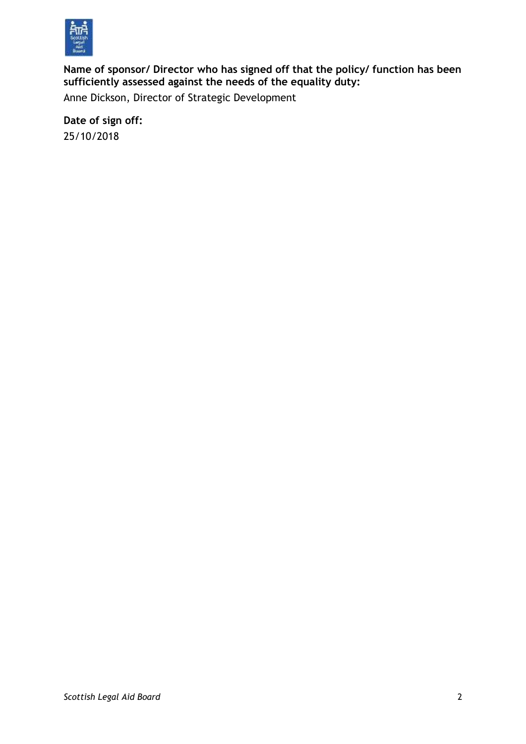**Name of sponsor/ Director who has signed off that the policy/ function has been sufficiently assessed against the needs of the equality duty:**

Anne Dickson, Director of Strategic Development

**Date of sign off:**

25/10/2018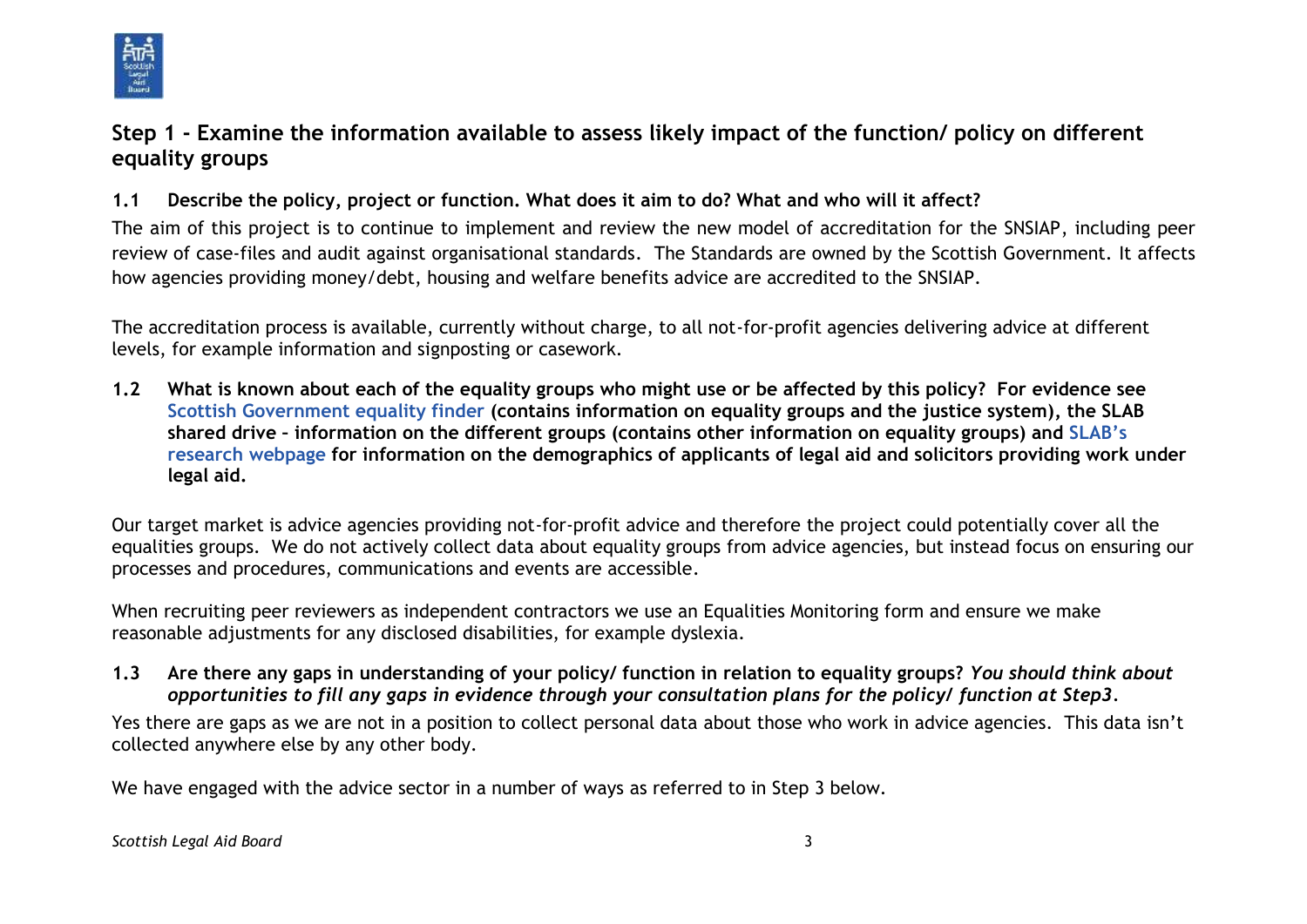## Step 1 - Examine the information available to assess likely impact of the function/ policy on different equality groups

**1.1 Describe the policy, project or function. What does it aim to do? What and who will it affect?**

The aim of this project is to continue to implement and review the new model of accreditation for the SNSIAP, including peer review of case-files and audit against organisational standards. The Standards are owned by the Scottish Government. It affects how agencies providing money/debt, housing and welfare benefits advice are accredited to the SNSIAP.

The accreditation process is available, currently without charge, to all not-for-profit agencies delivering advice at different levels, for example information and signposting or casework.

**1.2 What is known about each of the equality groups who might use or be affected by this policy? For evidence see Scottish Government equality finder (contains information on equality groups and the justice system), the SLAB shared drive – information on the different groups (contains other information on equality groups) and SLAB's research webpage for information on the demographics of applicants of legal aid and solicitors providing work under legal aid.**

Our target market is advice agencies providing not-for-profit advice and therefore the project could potentially cover all the equalities groups. We do not actively collect data about equality groups from advice agencies, but instead focus on ensuring our processes and procedures, communications and events are accessible.

When recruiting peer reviewers as independent contractors we use an Equalities Monitoring form and ensure we make reasonable adjustments for any disclosed disabilities, for example dyslexia.

**1.3 Are there any gaps in understanding of your policy/ function in relation to equality groups?** ***You should think about opportunities to fill any gaps in evidence through your consultation plans for the policy/ function at Step3.***

Yes there are gaps as we are not in a position to collect personal data about those who work in advice agencies. This data isn't collected anywhere else by any other body.

We have engaged with the advice sector in a number of ways as referred to in Step 3 below.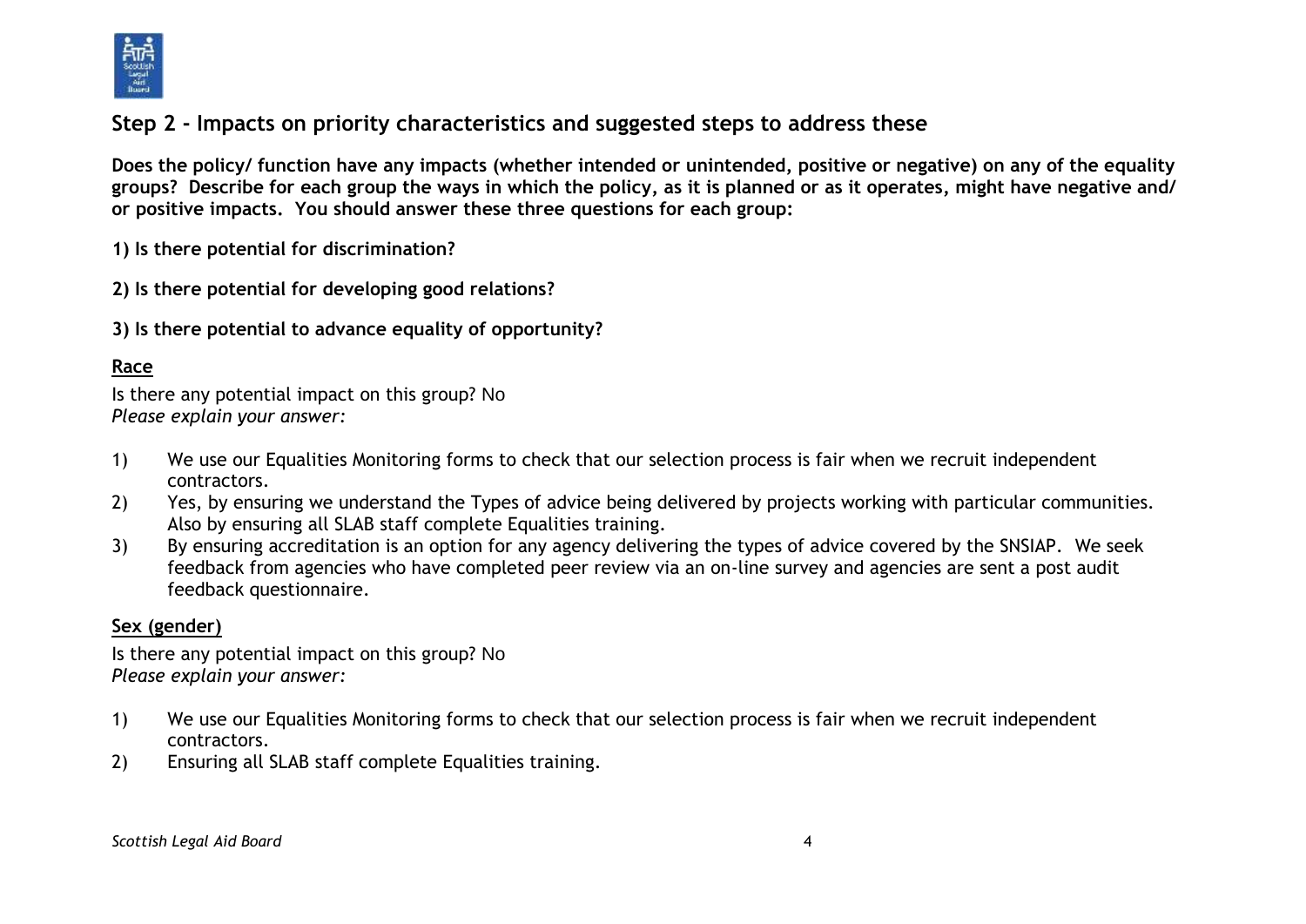## Step 2 - Impacts on priority characteristics and suggested steps to address these

**Does the policy/ function have any impacts (whether intended or unintended, positive or negative) on any of the equality groups? Describe for each group the ways in which the policy, as it is planned or as it operates, might have negative and/ or positive impacts. You should answer these three questions for each group:**

**1) Is there potential for discrimination?**

**2) Is there potential for developing good relations?**

**3) Is there potential to advance equality of opportunity?**

**<u>Race</u>**

Is there any potential impact on this group? No
*Please explain your answer:*

1) We use our Equalities Monitoring forms to check that our selection process is fair when we recruit independent contractors.
2) Yes, by ensuring we understand the Types of advice being delivered by projects working with particular communities. Also by ensuring all SLAB staff complete Equalities training.
3) By ensuring accreditation is an option for any agency delivering the types of advice covered by the SNSIAP. We seek feedback from agencies who have completed peer review via an on-line survey and agencies are sent a post audit feedback questionnaire.

**<u>Sex (gender)</u>**

Is there any potential impact on this group? No
*Please explain your answer:*

1) We use our Equalities Monitoring forms to check that our selection process is fair when we recruit independent contractors.
2) Ensuring all SLAB staff complete Equalities training.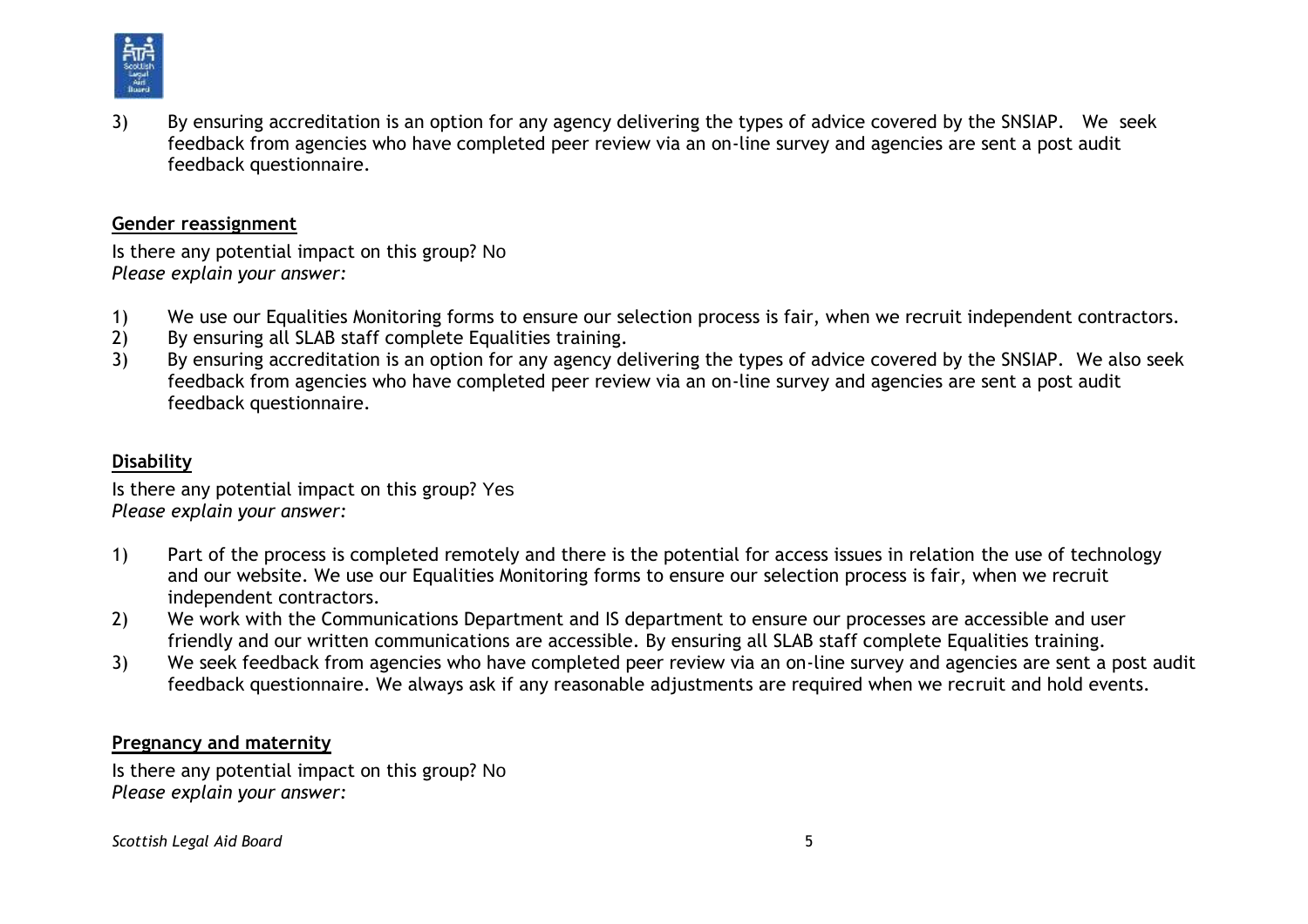3) By ensuring accreditation is an option for any agency delivering the types of advice covered by the SNSIAP. We seek feedback from agencies who have completed peer review via an on-line survey and agencies are sent a post audit feedback questionnaire.

**Gender reassignment**

Is there any potential impact on this group? No
*Please explain your answer:*

1) We use our Equalities Monitoring forms to ensure our selection process is fair, when we recruit independent contractors.
2) By ensuring all SLAB staff complete Equalities training.
3) By ensuring accreditation is an option for any agency delivering the types of advice covered by the SNSIAP. We also seek feedback from agencies who have completed peer review via an on-line survey and agencies are sent a post audit feedback questionnaire.

**Disability**

Is there any potential impact on this group? Yes
*Please explain your answer:*

1) Part of the process is completed remotely and there is the potential for access issues in relation the use of technology and our website. We use our Equalities Monitoring forms to ensure our selection process is fair, when we recruit independent contractors.
2) We work with the Communications Department and IS department to ensure our processes are accessible and user friendly and our written communications are accessible. By ensuring all SLAB staff complete Equalities training.
3) We seek feedback from agencies who have completed peer review via an on-line survey and agencies are sent a post audit feedback questionnaire. We always ask if any reasonable adjustments are required when we recruit and hold events.

**Pregnancy and maternity**

Is there any potential impact on this group? No
*Please explain your answer:*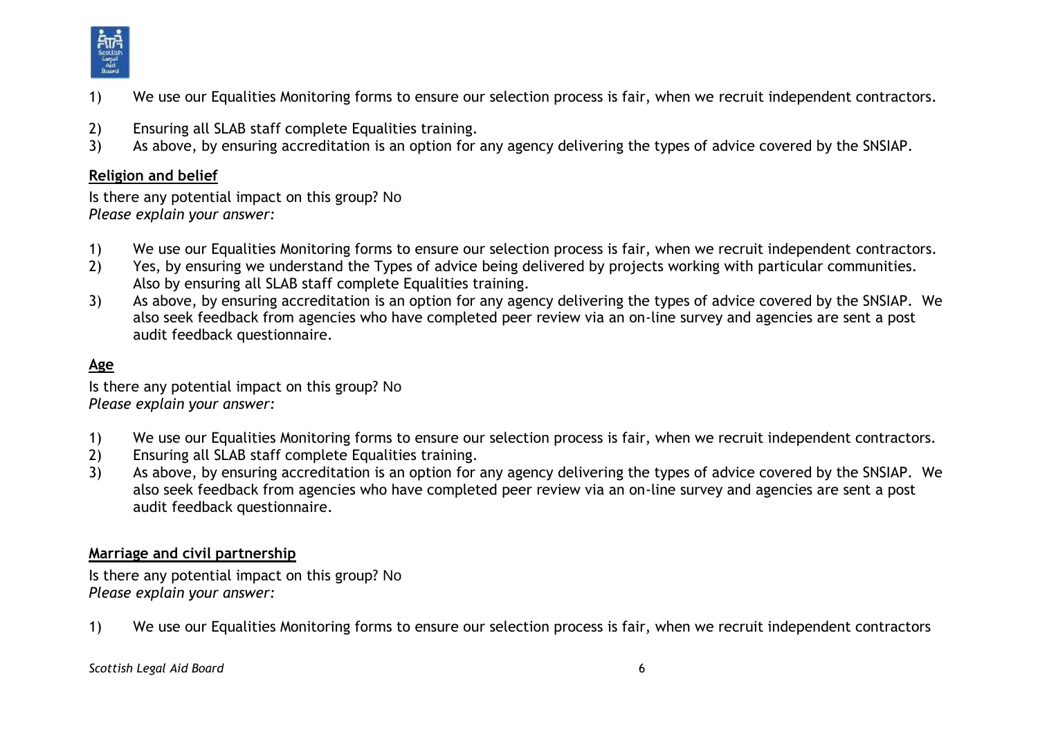1) We use our Equalities Monitoring forms to ensure our selection process is fair, when we recruit independent contractors.

2) Ensuring all SLAB staff complete Equalities training.
3) As above, by ensuring accreditation is an option for any agency delivering the types of advice covered by the SNSIAP.

**Religion and belief**

Is there any potential impact on this group? No
*Please explain your answer:*

1) We use our Equalities Monitoring forms to ensure our selection process is fair, when we recruit independent contractors.
2) Yes, by ensuring we understand the Types of advice being delivered by projects working with particular communities. Also by ensuring all SLAB staff complete Equalities training.
3) As above, by ensuring accreditation is an option for any agency delivering the types of advice covered by the SNSIAP. We also seek feedback from agencies who have completed peer review via an on-line survey and agencies are sent a post audit feedback questionnaire.

**Age**

Is there any potential impact on this group? No
*Please explain your answer:*

1) We use our Equalities Monitoring forms to ensure our selection process is fair, when we recruit independent contractors.
2) Ensuring all SLAB staff complete Equalities training.
3) As above, by ensuring accreditation is an option for any agency delivering the types of advice covered by the SNSIAP. We also seek feedback from agencies who have completed peer review via an on-line survey and agencies are sent a post audit feedback questionnaire.

**Marriage and civil partnership**

Is there any potential impact on this group? No
*Please explain your answer:*

1) We use our Equalities Monitoring forms to ensure our selection process is fair, when we recruit independent contractors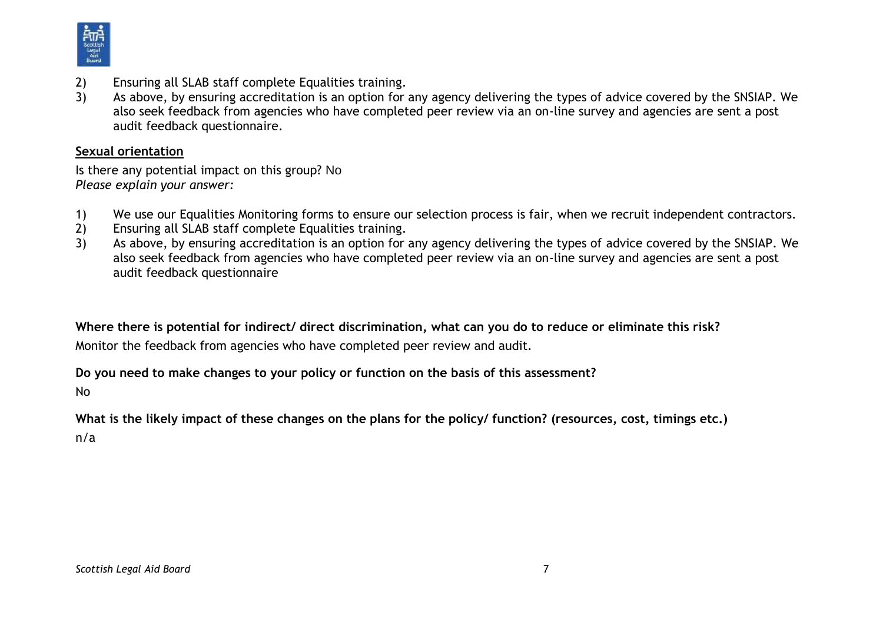2) Ensuring all SLAB staff complete Equalities training.
3) As above, by ensuring accreditation is an option for any agency delivering the types of advice covered by the SNSIAP. We also seek feedback from agencies who have completed peer review via an on-line survey and agencies are sent a post audit feedback questionnaire.

**<u>Sexual orientation</u>**

Is there any potential impact on this group? No
*Please explain your answer:*

1) We use our Equalities Monitoring forms to ensure our selection process is fair, when we recruit independent contractors.
2) Ensuring all SLAB staff complete Equalities training.
3) As above, by ensuring accreditation is an option for any agency delivering the types of advice covered by the SNSIAP. We also seek feedback from agencies who have completed peer review via an on-line survey and agencies are sent a post audit feedback questionnaire

**Where there is potential for indirect/ direct discrimination, what can you do to reduce or eliminate this risk?**

Monitor the feedback from agencies who have completed peer review and audit.

**Do you need to make changes to your policy or function on the basis of this assessment?**

No

**What is the likely impact of these changes on the plans for the policy/ function? (resources, cost, timings etc.)**

n/a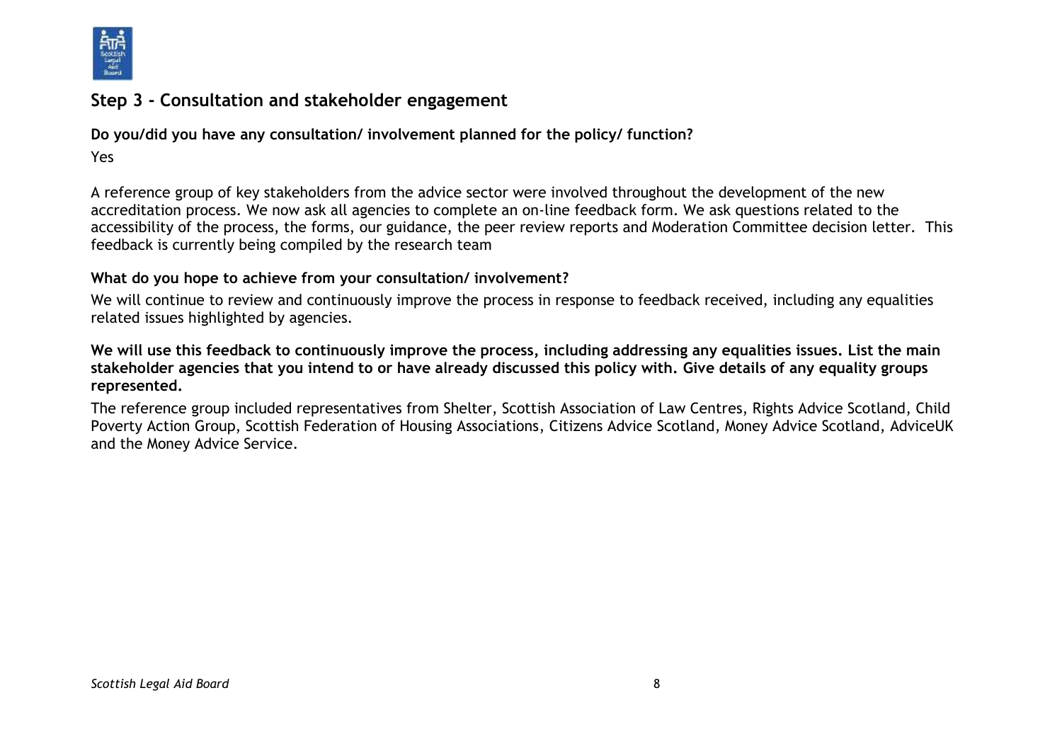## Step 3 - Consultation and stakeholder engagement

**Do you/did you have any consultation/ involvement planned for the policy/ function?**

Yes

A reference group of key stakeholders from the advice sector were involved throughout the development of the new accreditation process. We now ask all agencies to complete an on-line feedback form. We ask questions related to the accessibility of the process, the forms, our guidance, the peer review reports and Moderation Committee decision letter. This feedback is currently being compiled by the research team

**What do you hope to achieve from your consultation/ involvement?**

We will continue to review and continuously improve the process in response to feedback received, including any equalities related issues highlighted by agencies.

**We will use this feedback to continuously improve the process, including addressing any equalities issues. List the main stakeholder agencies that you intend to or have already discussed this policy with. Give details of any equality groups represented.**

The reference group included representatives from Shelter, Scottish Association of Law Centres, Rights Advice Scotland, Child Poverty Action Group, Scottish Federation of Housing Associations, Citizens Advice Scotland, Money Advice Scotland, AdviceUK and the Money Advice Service.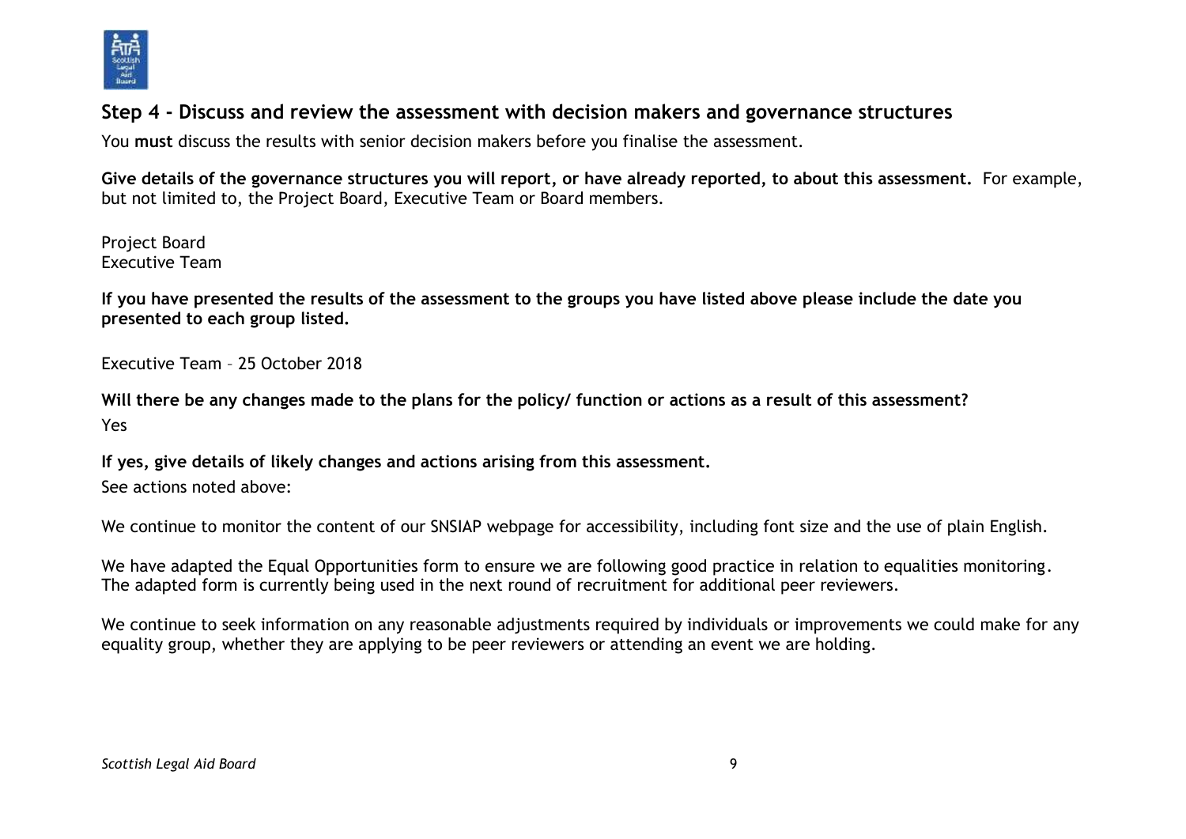## Step 4 - Discuss and review the assessment with decision makers and governance structures

You **must** discuss the results with senior decision makers before you finalise the assessment.

**Give details of the governance structures you will report, or have already reported, to about this assessment.** For example, but not limited to, the Project Board, Executive Team or Board members.

Project Board
Executive Team

**If you have presented the results of the assessment to the groups you have listed above please include the date you presented to each group listed.**

Executive Team – 25 October 2018

**Will there be any changes made to the plans for the policy/ function or actions as a result of this assessment?**

Yes

**If yes, give details of likely changes and actions arising from this assessment.**

See actions noted above:

We continue to monitor the content of our SNSIAP webpage for accessibility, including font size and the use of plain English.

We have adapted the Equal Opportunities form to ensure we are following good practice in relation to equalities monitoring. The adapted form is currently being used in the next round of recruitment for additional peer reviewers.

We continue to seek information on any reasonable adjustments required by individuals or improvements we could make for any equality group, whether they are applying to be peer reviewers or attending an event we are holding.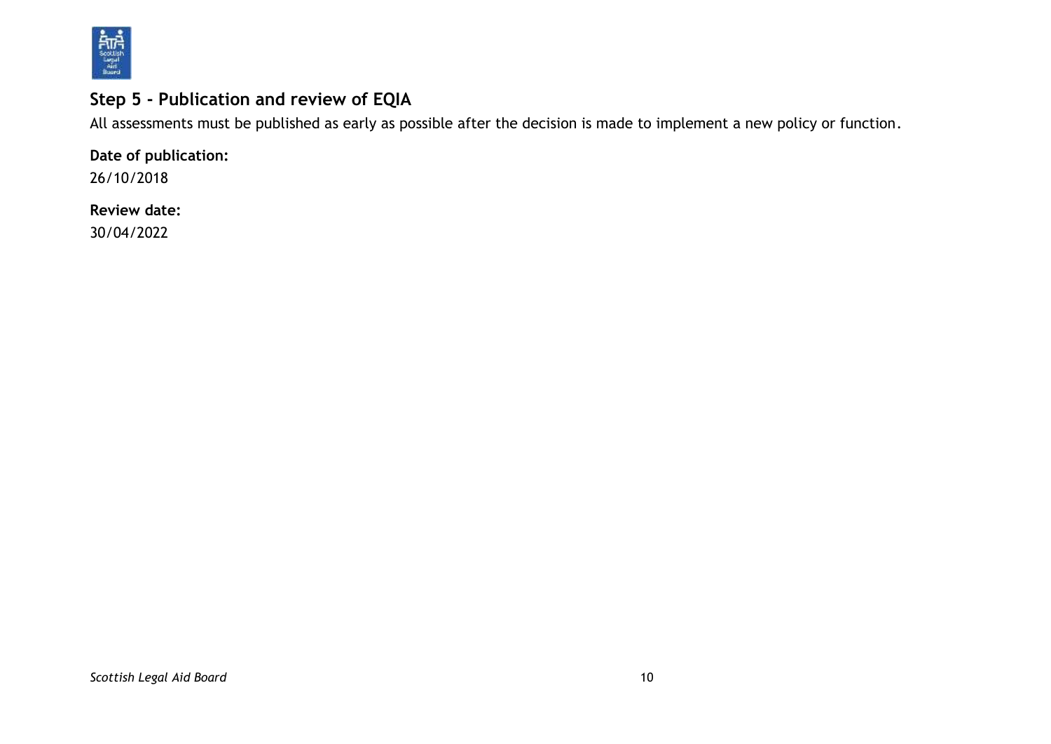## Step 5 - Publication and review of EQIA

All assessments must be published as early as possible after the decision is made to implement a new policy or function.

**Date of publication:**

26/10/2018

**Review date:**

30/04/2022